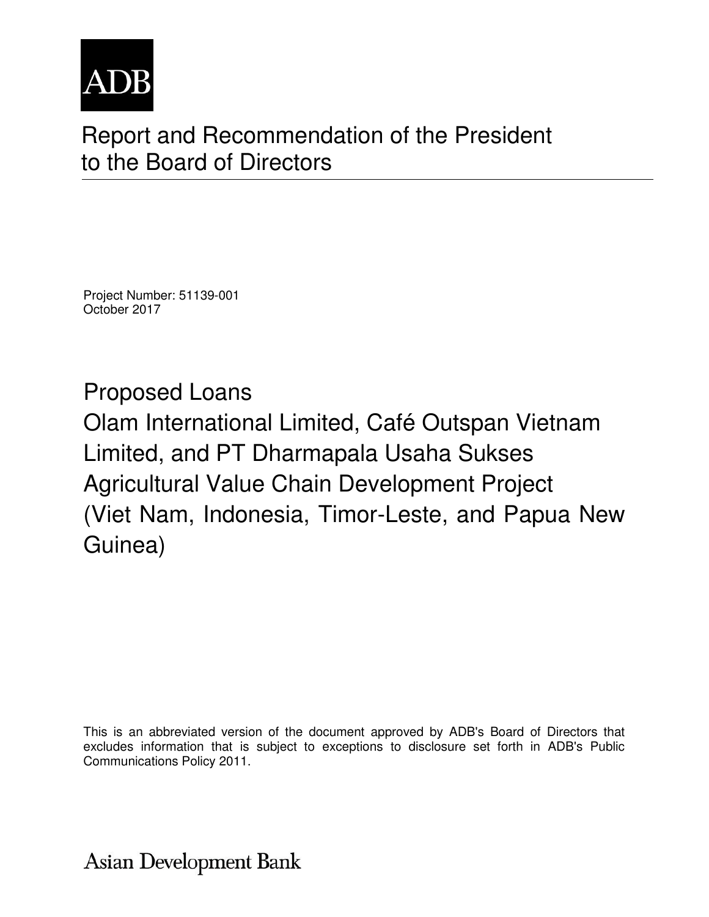ADB

# Report and Recommendation of the President to the Board of Directors

Project Number: 51139-001
October 2017

## Proposed Loans
## Olam International Limited, Café Outspan Vietnam Limited, and PT Dharmapala Usaha Sukses Agricultural Value Chain Development Project (Viet Nam, Indonesia, Timor-Leste, and Papua New Guinea)

This is an abbreviated version of the document approved by ADB's Board of Directors that excludes information that is subject to exceptions to disclosure set forth in ADB's Public Communications Policy 2011.

Asian Development Bank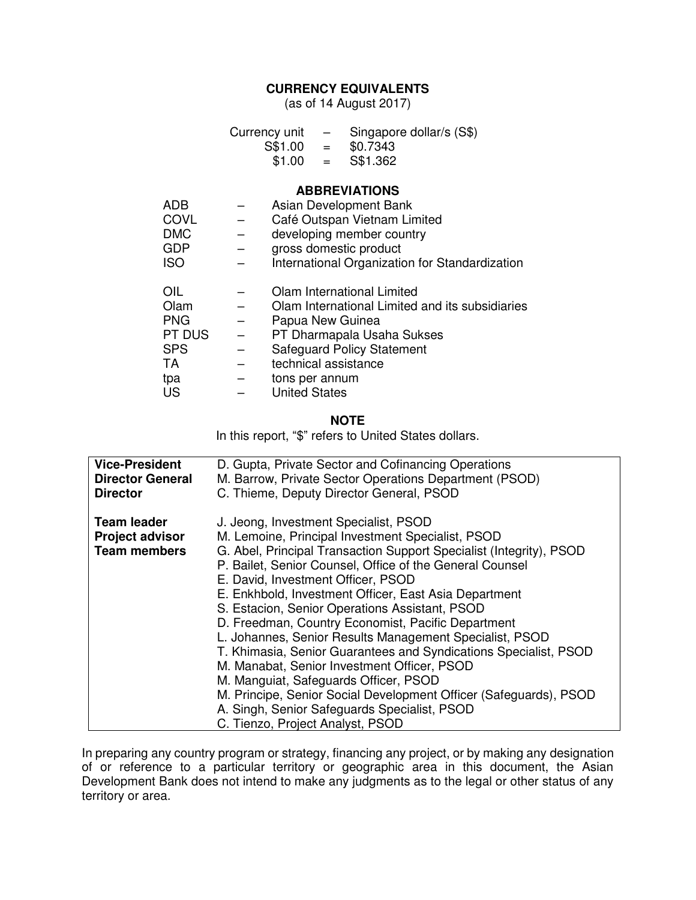## CURRENCY EQUIVALENTS

(as of 14 August 2017)

| | | |
|---|---|---|
| Currency unit | – | Singapore dollar/s (S$) |
| S$1.00 | = | $0.7343 |
| $1.00 | = | S$1.362 |

## ABBREVIATIONS

| | | |
|---|---|---|
| ADB | – | Asian Development Bank |
| COVL | – | Café Outspan Vietnam Limited |
| DMC | – | developing member country |
| GDP | – | gross domestic product |
| ISO | – | International Organization for Standardization |
| OIL | – | Olam International Limited |
| Olam | – | Olam International Limited and its subsidiaries |
| PNG | – | Papua New Guinea |
| PT DUS | – | PT Dharmapala Usaha Sukses |
| SPS | – | Safeguard Policy Statement |
| TA | – | technical assistance |
| tpa | – | tons per annum |
| US | – | United States |

## NOTE

In this report, "$" refers to United States dollars.

| | |
|---|---|
| **Vice-President** | D. Gupta, Private Sector and Cofinancing Operations |
| **Director General** | M. Barrow, Private Sector Operations Department (PSOD) |
| **Director** | C. Thieme, Deputy Director General, PSOD |
| **Team leader** | J. Jeong, Investment Specialist, PSOD |
| **Project advisor** | M. Lemoine, Principal Investment Specialist, PSOD |
| **Team members** | G. Abel, Principal Transaction Support Specialist (Integrity), PSOD |
| | P. Bailet, Senior Counsel, Office of the General Counsel |
| | E. David, Investment Officer, PSOD |
| | E. Enkhbold, Investment Officer, East Asia Department |
| | S. Estacion, Senior Operations Assistant, PSOD |
| | D. Freedman, Country Economist, Pacific Department |
| | L. Johannes, Senior Results Management Specialist, PSOD |
| | T. Khimasia, Senior Guarantees and Syndications Specialist, PSOD |
| | M. Manabat, Senior Investment Officer, PSOD |
| | M. Manguiat, Safeguards Officer, PSOD |
| | M. Principe, Senior Social Development Officer (Safeguards), PSOD |
| | A. Singh, Senior Safeguards Specialist, PSOD |
| | C. Tienzo, Project Analyst, PSOD |

In preparing any country program or strategy, financing any project, or by making any designation of or reference to a particular territory or geographic area in this document, the Asian Development Bank does not intend to make any judgments as to the legal or other status of any territory or area.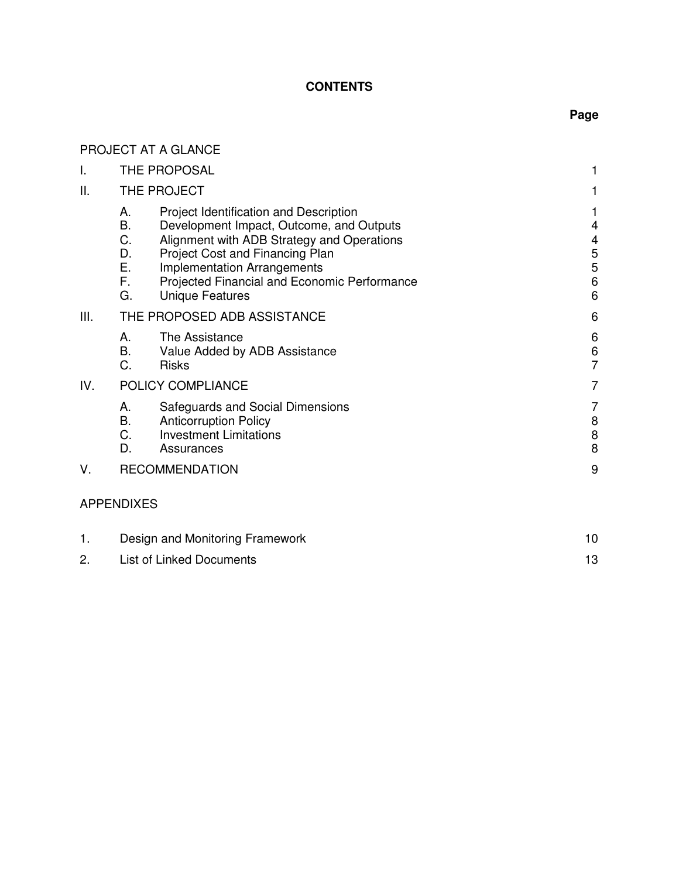# CONTENTS

| | | Page |
|---|---|---|
| PROJECT AT A GLANCE | | |
| I. | THE PROPOSAL | 1 |
| II. | THE PROJECT | 1 |
| | A. Project Identification and Description | 1 |
| | B. Development Impact, Outcome, and Outputs | 4 |
| | C. Alignment with ADB Strategy and Operations | 4 |
| | D. Project Cost and Financing Plan | 5 |
| | E. Implementation Arrangements | 5 |
| | F. Projected Financial and Economic Performance | 6 |
| | G. Unique Features | 6 |
| III. | THE PROPOSED ADB ASSISTANCE | 6 |
| | A. The Assistance | 6 |
| | B. Value Added by ADB Assistance | 6 |
| | C. Risks | 7 |
| IV. | POLICY COMPLIANCE | 7 |
| | A. Safeguards and Social Dimensions | 7 |
| | B. Anticorruption Policy | 8 |
| | C. Investment Limitations | 8 |
| | D. Assurances | 8 |
| V. | RECOMMENDATION | 9 |

APPENDIXES

| | | |
|---|---|---|
| 1. | Design and Monitoring Framework | 10 |
| 2. | List of Linked Documents | 13 |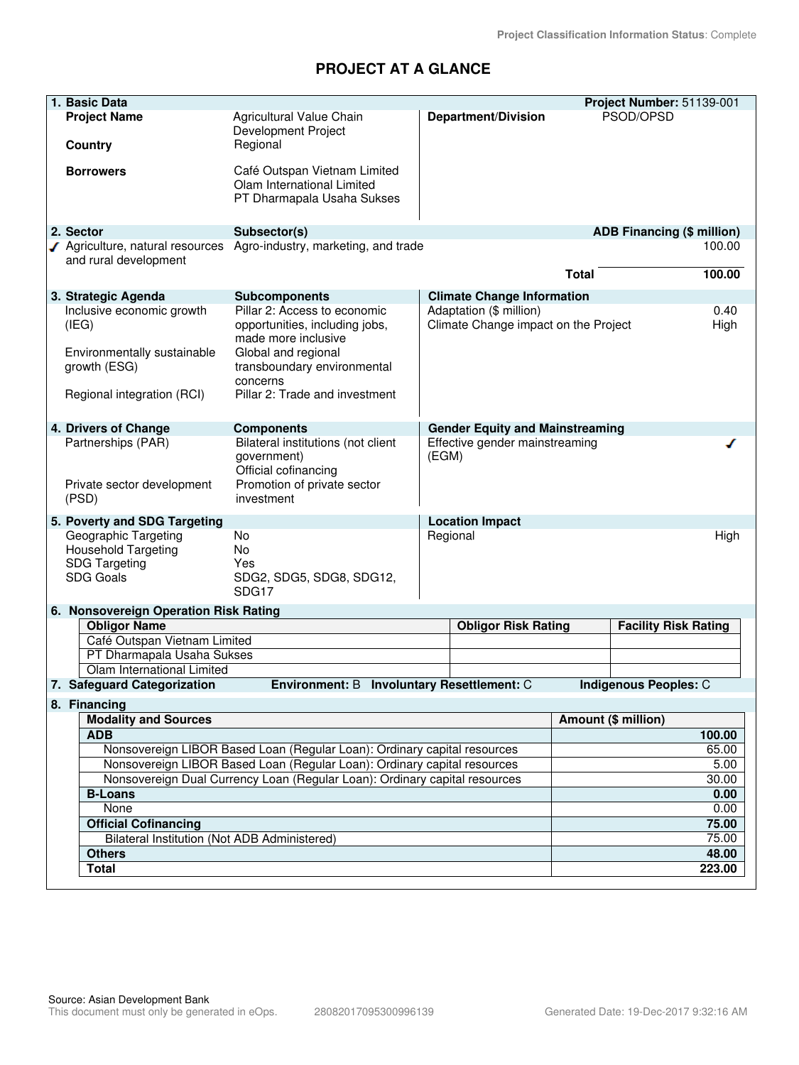Project Classification Information Status: Complete

# PROJECT AT A GLANCE

## 1. Basic Data

**Project Number:** 51139-001

| | | | |
|---|---|---|---|
| **Project Name** | Agricultural Value Chain Development Project | **Department/Division** | PSOD/OPSD |
| **Country** | Regional | | |
| **Borrowers** | Café Outspan Vietnam Limited<br>Olam International Limited<br>PT Dharmapala Usaha Sukses | | |

## 2. Sector

| Sector | Subsector(s) | ADB Financing ($ million) |
|---|---|---|
| ✓ Agriculture, natural resources and rural development | Agro-industry, marketing, and trade | 100.00 |
| | **Total** | **100.00** |

## 3. Strategic Agenda

| Strategic Agenda | Subcomponents |
|---|---|
| Inclusive economic growth (IEG) | Pillar 2: Access to economic opportunities, including jobs, made more inclusive |
| Environmentally sustainable growth (ESG) | Global and regional transboundary environmental concerns |
| Regional integration (RCI) | Pillar 2: Trade and investment |

| Climate Change Information | |
|---|---|
| Adaptation ($ million) | 0.40 |
| Climate Change impact on the Project | High |

## 4. Drivers of Change

| Drivers of Change | Components |
|---|---|
| Partnerships (PAR) | Bilateral institutions (not client government)<br>Official cofinancing |
| Private sector development (PSD) | Promotion of private sector investment |

| Gender Equity and Mainstreaming | |
|---|---|
| Effective gender mainstreaming (EGM) | ✓ |

## 5. Poverty and SDG Targeting

| | |
|---|---|
| Geographic Targeting | No |
| Household Targeting | No |
| SDG Targeting | Yes |
| SDG Goals | SDG2, SDG5, SDG8, SDG12, SDG17 |

| Location Impact | |
|---|---|
| Regional | High |

## 6. Nonsovereign Operation Risk Rating

| Obligor Name | Obligor Risk Rating | Facility Risk Rating |
|---|---|---|
| Café Outspan Vietnam Limited | | |
| PT Dharmapala Usaha Sukses | | |
| Olam International Limited | | |

## 7. Safeguard Categorization

**Environment:** B **Involuntary Resettlement:** C **Indigenous Peoples:** C

## 8. Financing

| Modality and Sources | Amount ($ million) |
|---|---|
| **ADB** | **100.00** |
| Nonsovereign LIBOR Based Loan (Regular Loan): Ordinary capital resources | 65.00 |
| Nonsovereign LIBOR Based Loan (Regular Loan): Ordinary capital resources | 5.00 |
| Nonsovereign Dual Currency Loan (Regular Loan): Ordinary capital resources | 30.00 |
| **B-Loans** | **0.00** |
| None | 0.00 |
| **Official Cofinancing** | **75.00** |
| Bilateral Institution (Not ADB Administered) | 75.00 |
| **Others** | **48.00** |
| **Total** | **223.00** |

Source: Asian Development Bank

This document must only be generated in eOps. 28082017095300996139 Generated Date: 19-Dec-2017 9:32:16 AM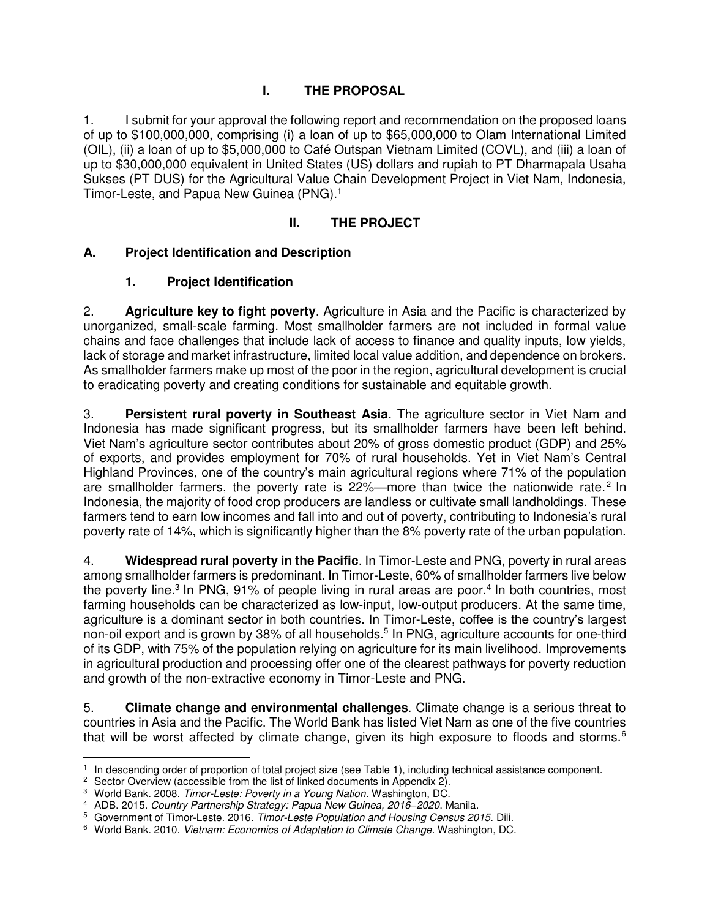# I. THE PROPOSAL

1. I submit for your approval the following report and recommendation on the proposed loans of up to $100,000,000, comprising (i) a loan of up to $65,000,000 to Olam International Limited (OIL), (ii) a loan of up to $5,000,000 to Café Outspan Vietnam Limited (COVL), and (iii) a loan of up to $30,000,000 equivalent in United States (US) dollars and rupiah to PT Dharmapala Usaha Sukses (PT DUS) for the Agricultural Value Chain Development Project in Viet Nam, Indonesia, Timor-Leste, and Papua New Guinea (PNG).[1]

# II. THE PROJECT

## A. Project Identification and Description

### 1. Project Identification

2. **Agriculture key to fight poverty**. Agriculture in Asia and the Pacific is characterized by unorganized, small-scale farming. Most smallholder farmers are not included in formal value chains and face challenges that include lack of access to finance and quality inputs, low yields, lack of storage and market infrastructure, limited local value addition, and dependence on brokers. As smallholder farmers make up most of the poor in the region, agricultural development is crucial to eradicating poverty and creating conditions for sustainable and equitable growth.

3. **Persistent rural poverty in Southeast Asia**. The agriculture sector in Viet Nam and Indonesia has made significant progress, but its smallholder farmers have been left behind. Viet Nam's agriculture sector contributes about 20% of gross domestic product (GDP) and 25% of exports, and provides employment for 70% of rural households. Yet in Viet Nam's Central Highland Provinces, one of the country's main agricultural regions where 71% of the population are smallholder farmers, the poverty rate is 22%—more than twice the nationwide rate.[2] In Indonesia, the majority of food crop producers are landless or cultivate small landholdings. These farmers tend to earn low incomes and fall into and out of poverty, contributing to Indonesia's rural poverty rate of 14%, which is significantly higher than the 8% poverty rate of the urban population.

4. **Widespread rural poverty in the Pacific**. In Timor-Leste and PNG, poverty in rural areas among smallholder farmers is predominant. In Timor-Leste, 60% of smallholder farmers live below the poverty line.[3] In PNG, 91% of people living in rural areas are poor.[4] In both countries, most farming households can be characterized as low-input, low-output producers. At the same time, agriculture is a dominant sector in both countries. In Timor-Leste, coffee is the country's largest non-oil export and is grown by 38% of all households.[5] In PNG, agriculture accounts for one-third of its GDP, with 75% of the population relying on agriculture for its main livelihood. Improvements in agricultural production and processing offer one of the clearest pathways for poverty reduction and growth of the non-extractive economy in Timor-Leste and PNG.

5. **Climate change and environmental challenges**. Climate change is a serious threat to countries in Asia and the Pacific. The World Bank has listed Viet Nam as one of the five countries that will be worst affected by climate change, given its high exposure to floods and storms.[6]

---

[1] In descending order of proportion of total project size (see Table 1), including technical assistance component.

[2] Sector Overview (accessible from the list of linked documents in Appendix 2).

[3] World Bank. 2008. *Timor-Leste: Poverty in a Young Nation*. Washington, DC.

[4] ADB. 2015. *Country Partnership Strategy: Papua New Guinea, 2016–2020*. Manila.

[5] Government of Timor-Leste. 2016. *Timor-Leste Population and Housing Census 2015*. Dili.

[6] World Bank. 2010. *Vietnam: Economics of Adaptation to Climate Change*. Washington, DC.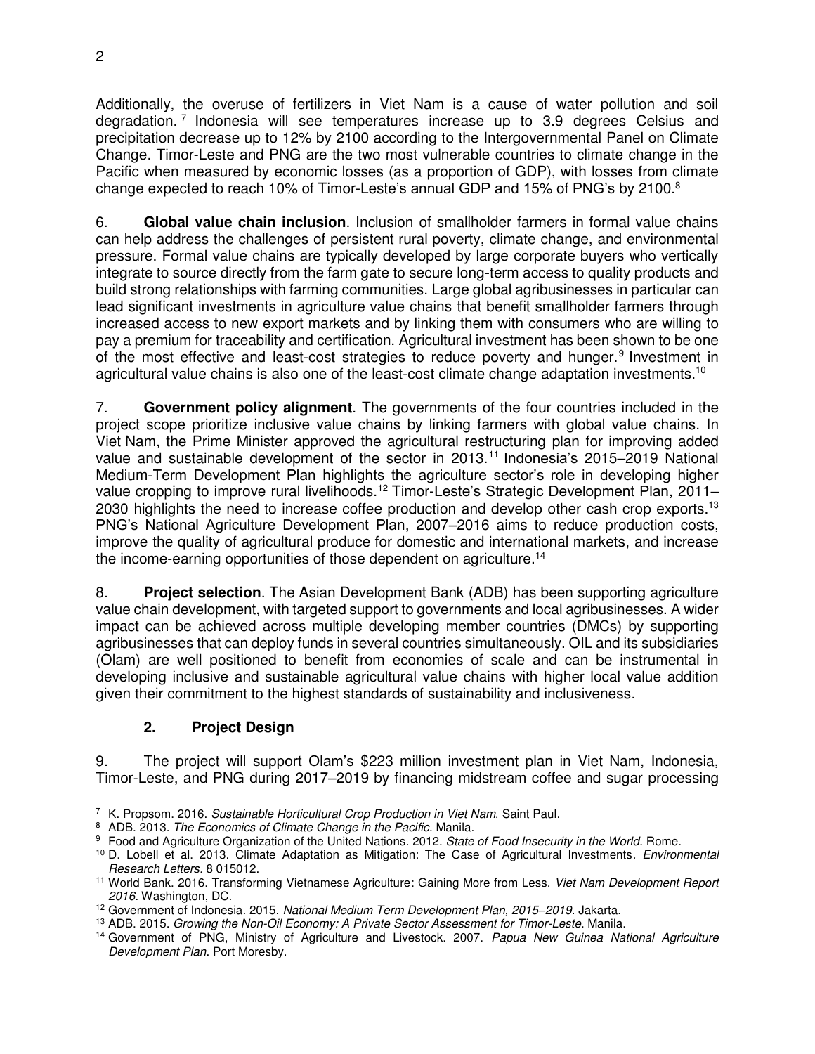Additionally, the overuse of fertilizers in Viet Nam is a cause of water pollution and soil degradation.[7] Indonesia will see temperatures increase up to 3.9 degrees Celsius and precipitation decrease up to 12% by 2100 according to the Intergovernmental Panel on Climate Change. Timor-Leste and PNG are the two most vulnerable countries to climate change in the Pacific when measured by economic losses (as a proportion of GDP), with losses from climate change expected to reach 10% of Timor-Leste's annual GDP and 15% of PNG's by 2100.[8]

6. **Global value chain inclusion**. Inclusion of smallholder farmers in formal value chains can help address the challenges of persistent rural poverty, climate change, and environmental pressure. Formal value chains are typically developed by large corporate buyers who vertically integrate to source directly from the farm gate to secure long-term access to quality products and build strong relationships with farming communities. Large global agribusinesses in particular can lead significant investments in agriculture value chains that benefit smallholder farmers through increased access to new export markets and by linking them with consumers who are willing to pay a premium for traceability and certification. Agricultural investment has been shown to be one of the most effective and least-cost strategies to reduce poverty and hunger.[9] Investment in agricultural value chains is also one of the least-cost climate change adaptation investments.[10]

7. **Government policy alignment**. The governments of the four countries included in the project scope prioritize inclusive value chains by linking farmers with global value chains. In Viet Nam, the Prime Minister approved the agricultural restructuring plan for improving added value and sustainable development of the sector in 2013.[11] Indonesia's 2015–2019 National Medium-Term Development Plan highlights the agriculture sector's role in developing higher value cropping to improve rural livelihoods.[12] Timor-Leste's Strategic Development Plan, 2011–2030 highlights the need to increase coffee production and develop other cash crop exports.[13] PNG's National Agriculture Development Plan, 2007–2016 aims to reduce production costs, improve the quality of agricultural produce for domestic and international markets, and increase the income-earning opportunities of those dependent on agriculture.[14]

8. **Project selection**. The Asian Development Bank (ADB) has been supporting agriculture value chain development, with targeted support to governments and local agribusinesses. A wider impact can be achieved across multiple developing member countries (DMCs) by supporting agribusinesses that can deploy funds in several countries simultaneously. OIL and its subsidiaries (Olam) are well positioned to benefit from economies of scale and can be instrumental in developing inclusive and sustainable agricultural value chains with higher local value addition given their commitment to the highest standards of sustainability and inclusiveness.

### 2. Project Design

9. The project will support Olam's $223 million investment plan in Viet Nam, Indonesia, Timor-Leste, and PNG during 2017–2019 by financing midstream coffee and sugar processing

---

[7] K. Propsom. 2016. *Sustainable Horticultural Crop Production in Viet Nam*. Saint Paul.

[8] ADB. 2013. *The Economics of Climate Change in the Pacific*. Manila.

[9] Food and Agriculture Organization of the United Nations. 2012. *State of Food Insecurity in the World*. Rome.

[10] D. Lobell et al. 2013. Climate Adaptation as Mitigation: The Case of Agricultural Investments. *Environmental Research Letters.* 8 015012.

[11] World Bank. 2016. Transforming Vietnamese Agriculture: Gaining More from Less. *Viet Nam Development Report 2016*. Washington, DC.

[12] Government of Indonesia. 2015. *National Medium Term Development Plan, 2015–2019*. Jakarta.

[13] ADB. 2015. *Growing the Non-Oil Economy: A Private Sector Assessment for Timor-Leste*. Manila.

[14] Government of PNG, Ministry of Agriculture and Livestock. 2007. *Papua New Guinea National Agriculture Development Plan*. Port Moresby.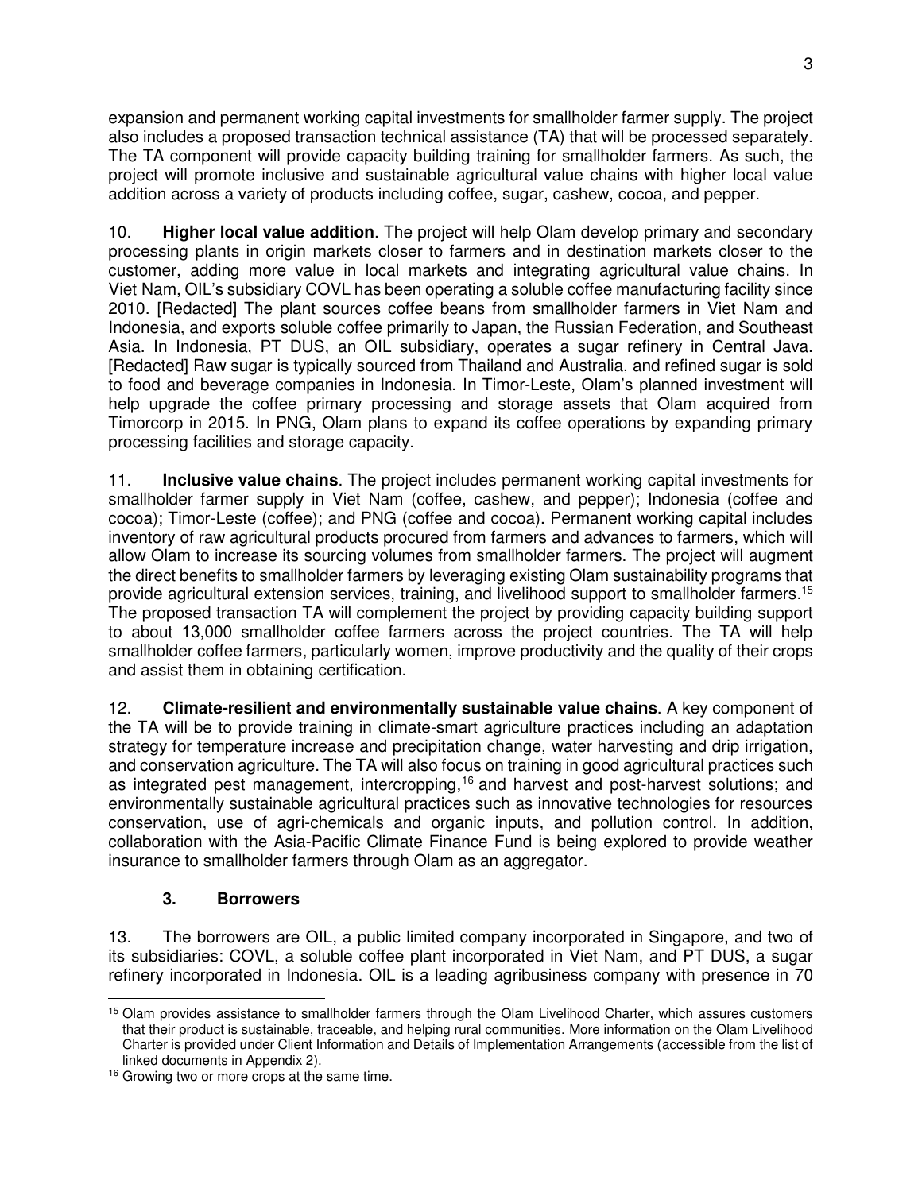expansion and permanent working capital investments for smallholder farmer supply. The project also includes a proposed transaction technical assistance (TA) that will be processed separately. The TA component will provide capacity building training for smallholder farmers. As such, the project will promote inclusive and sustainable agricultural value chains with higher local value addition across a variety of products including coffee, sugar, cashew, cocoa, and pepper.

10. **Higher local value addition**. The project will help Olam develop primary and secondary processing plants in origin markets closer to farmers and in destination markets closer to the customer, adding more value in local markets and integrating agricultural value chains. In Viet Nam, OIL's subsidiary COVL has been operating a soluble coffee manufacturing facility since 2010. [Redacted] The plant sources coffee beans from smallholder farmers in Viet Nam and Indonesia, and exports soluble coffee primarily to Japan, the Russian Federation, and Southeast Asia. In Indonesia, PT DUS, an OIL subsidiary, operates a sugar refinery in Central Java. [Redacted] Raw sugar is typically sourced from Thailand and Australia, and refined sugar is sold to food and beverage companies in Indonesia. In Timor-Leste, Olam's planned investment will help upgrade the coffee primary processing and storage assets that Olam acquired from Timorcorp in 2015. In PNG, Olam plans to expand its coffee operations by expanding primary processing facilities and storage capacity.

11. **Inclusive value chains**. The project includes permanent working capital investments for smallholder farmer supply in Viet Nam (coffee, cashew, and pepper); Indonesia (coffee and cocoa); Timor-Leste (coffee); and PNG (coffee and cocoa). Permanent working capital includes inventory of raw agricultural products procured from farmers and advances to farmers, which will allow Olam to increase its sourcing volumes from smallholder farmers. The project will augment the direct benefits to smallholder farmers by leveraging existing Olam sustainability programs that provide agricultural extension services, training, and livelihood support to smallholder farmers.[15] The proposed transaction TA will complement the project by providing capacity building support to about 13,000 smallholder coffee farmers across the project countries. The TA will help smallholder coffee farmers, particularly women, improve productivity and the quality of their crops and assist them in obtaining certification.

12. **Climate-resilient and environmentally sustainable value chains**. A key component of the TA will be to provide training in climate-smart agriculture practices including an adaptation strategy for temperature increase and precipitation change, water harvesting and drip irrigation, and conservation agriculture. The TA will also focus on training in good agricultural practices such as integrated pest management, intercropping,[16] and harvest and post-harvest solutions; and environmentally sustainable agricultural practices such as innovative technologies for resources conservation, use of agri-chemicals and organic inputs, and pollution control. In addition, collaboration with the Asia-Pacific Climate Finance Fund is being explored to provide weather insurance to smallholder farmers through Olam as an aggregator.

### 3. Borrowers

13. The borrowers are OIL, a public limited company incorporated in Singapore, and two of its subsidiaries: COVL, a soluble coffee plant incorporated in Viet Nam, and PT DUS, a sugar refinery incorporated in Indonesia. OIL is a leading agribusiness company with presence in 70

---

[15] Olam provides assistance to smallholder farmers through the Olam Livelihood Charter, which assures customers that their product is sustainable, traceable, and helping rural communities. More information on the Olam Livelihood Charter is provided under Client Information and Details of Implementation Arrangements (accessible from the list of linked documents in Appendix 2).

[16] Growing two or more crops at the same time.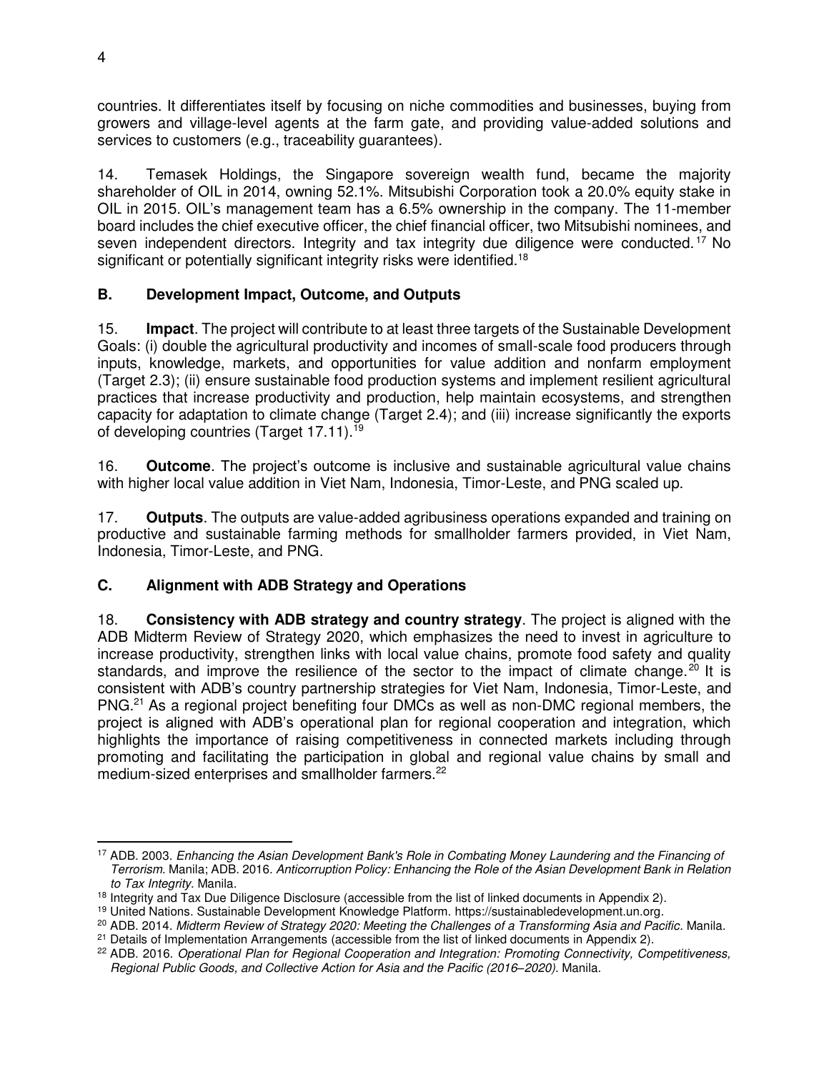countries. It differentiates itself by focusing on niche commodities and businesses, buying from growers and village-level agents at the farm gate, and providing value-added solutions and services to customers (e.g., traceability guarantees).

14. Temasek Holdings, the Singapore sovereign wealth fund, became the majority shareholder of OIL in 2014, owning 52.1%. Mitsubishi Corporation took a 20.0% equity stake in OIL in 2015. OIL's management team has a 6.5% ownership in the company. The 11-member board includes the chief executive officer, the chief financial officer, two Mitsubishi nominees, and seven independent directors. Integrity and tax integrity due diligence were conducted.[17] No significant or potentially significant integrity risks were identified.[18]

## B. Development Impact, Outcome, and Outputs

15. **Impact**. The project will contribute to at least three targets of the Sustainable Development Goals: (i) double the agricultural productivity and incomes of small-scale food producers through inputs, knowledge, markets, and opportunities for value addition and nonfarm employment (Target 2.3); (ii) ensure sustainable food production systems and implement resilient agricultural practices that increase productivity and production, help maintain ecosystems, and strengthen capacity for adaptation to climate change (Target 2.4); and (iii) increase significantly the exports of developing countries (Target 17.11).[19]

16. **Outcome**. The project's outcome is inclusive and sustainable agricultural value chains with higher local value addition in Viet Nam, Indonesia, Timor-Leste, and PNG scaled up.

17. **Outputs**. The outputs are value-added agribusiness operations expanded and training on productive and sustainable farming methods for smallholder farmers provided, in Viet Nam, Indonesia, Timor-Leste, and PNG.

## C. Alignment with ADB Strategy and Operations

18. **Consistency with ADB strategy and country strategy**. The project is aligned with the ADB Midterm Review of Strategy 2020, which emphasizes the need to invest in agriculture to increase productivity, strengthen links with local value chains, promote food safety and quality standards, and improve the resilience of the sector to the impact of climate change.[20] It is consistent with ADB's country partnership strategies for Viet Nam, Indonesia, Timor-Leste, and PNG.[21] As a regional project benefiting four DMCs as well as non-DMC regional members, the project is aligned with ADB's operational plan for regional cooperation and integration, which highlights the importance of raising competitiveness in connected markets including through promoting and facilitating the participation in global and regional value chains by small and medium-sized enterprises and smallholder farmers.[22]

---

[17] ADB. 2003. *Enhancing the Asian Development Bank's Role in Combating Money Laundering and the Financing of Terrorism*. Manila; ADB. 2016. *Anticorruption Policy: Enhancing the Role of the Asian Development Bank in Relation to Tax Integrity*. Manila.

[18] Integrity and Tax Due Diligence Disclosure (accessible from the list of linked documents in Appendix 2).

[19] United Nations. Sustainable Development Knowledge Platform. https://sustainabledevelopment.un.org.

[20] ADB. 2014. *Midterm Review of Strategy 2020: Meeting the Challenges of a Transforming Asia and Pacific*. Manila.

[21] Details of Implementation Arrangements (accessible from the list of linked documents in Appendix 2).

[22] ADB. 2016. *Operational Plan for Regional Cooperation and Integration: Promoting Connectivity, Competitiveness, Regional Public Goods, and Collective Action for Asia and the Pacific (2016–2020)*. Manila.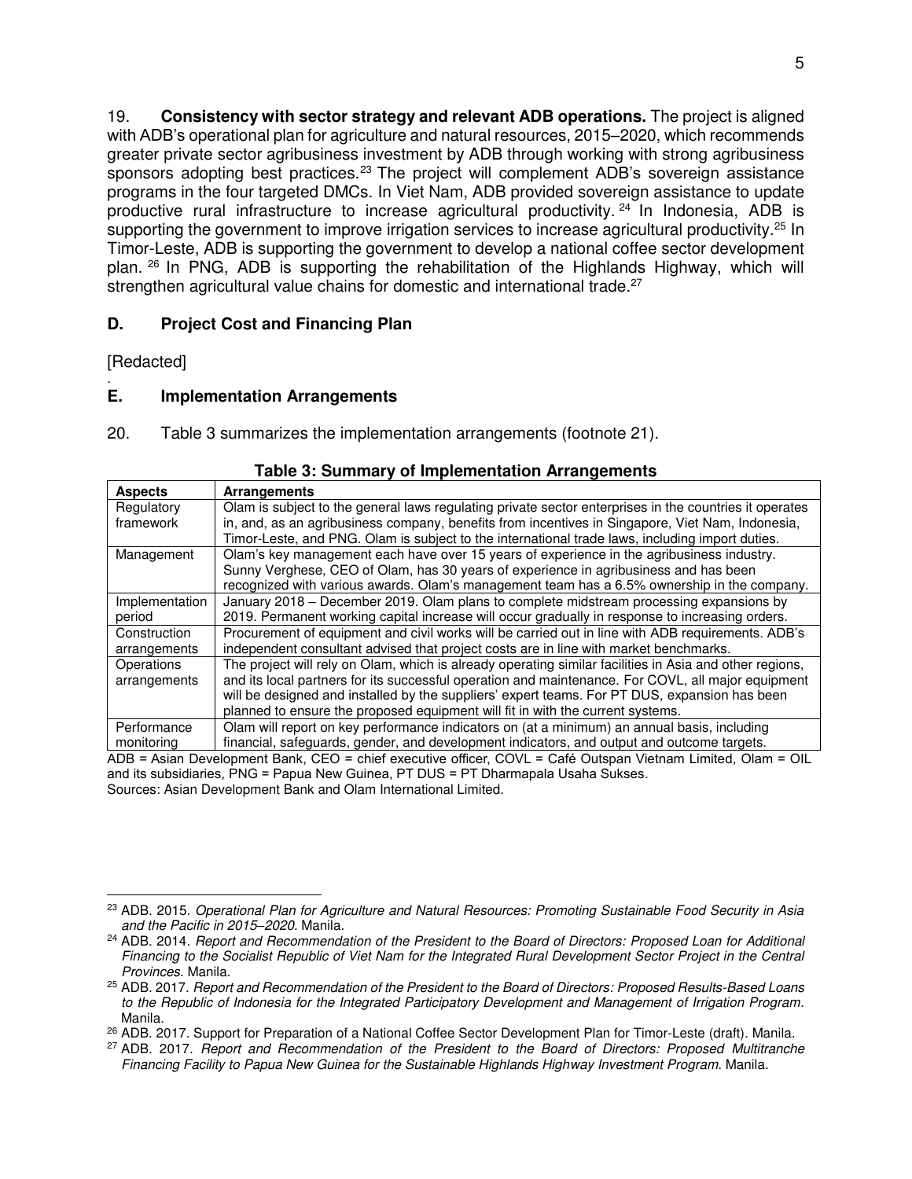19. **Consistency with sector strategy and relevant ADB operations.** The project is aligned with ADB's operational plan for agriculture and natural resources, 2015–2020, which recommends greater private sector agribusiness investment by ADB through working with strong agribusiness sponsors adopting best practices.[23] The project will complement ADB's sovereign assistance programs in the four targeted DMCs. In Viet Nam, ADB provided sovereign assistance to update productive rural infrastructure to increase agricultural productivity.[24] In Indonesia, ADB is supporting the government to improve irrigation services to increase agricultural productivity.[25] In Timor-Leste, ADB is supporting the government to develop a national coffee sector development plan.[26] In PNG, ADB is supporting the rehabilitation of the Highlands Highway, which will strengthen agricultural value chains for domestic and international trade.[27]

## D. Project Cost and Financing Plan

[Redacted]

## E. Implementation Arrangements

20. Table 3 summarizes the implementation arrangements (footnote 21).

**Table 3: Summary of Implementation Arrangements**

| Aspects | Arrangements |
|---|---|
| Regulatory framework | Olam is subject to the general laws regulating private sector enterprises in the countries it operates in, and, as an agribusiness company, benefits from incentives in Singapore, Viet Nam, Indonesia, Timor-Leste, and PNG. Olam is subject to the international trade laws, including import duties. |
| Management | Olam's key management each have over 15 years of experience in the agribusiness industry. Sunny Verghese, CEO of Olam, has 30 years of experience in agribusiness and has been recognized with various awards. Olam's management team has a 6.5% ownership in the company. |
| Implementation period | January 2018 – December 2019. Olam plans to complete midstream processing expansions by 2019. Permanent working capital increase will occur gradually in response to increasing orders. |
| Construction arrangements | Procurement of equipment and civil works will be carried out in line with ADB requirements. ADB's independent consultant advised that project costs are in line with market benchmarks. |
| Operations arrangements | The project will rely on Olam, which is already operating similar facilities in Asia and other regions, and its local partners for its successful operation and maintenance. For COVL, all major equipment will be designed and installed by the suppliers' expert teams. For PT DUS, expansion has been planned to ensure the proposed equipment will fit in with the current systems. |
| Performance monitoring | Olam will report on key performance indicators on (at a minimum) an annual basis, including financial, safeguards, gender, and development indicators, and output and outcome targets. |

ADB = Asian Development Bank, CEO = chief executive officer, COVL = Café Outspan Vietnam Limited, Olam = OIL and its subsidiaries, PNG = Papua New Guinea, PT DUS = PT Dharmapala Usaha Sukses.
Sources: Asian Development Bank and Olam International Limited.

---

[23] ADB. 2015. *Operational Plan for Agriculture and Natural Resources: Promoting Sustainable Food Security in Asia and the Pacific in 2015–2020*. Manila.

[24] ADB. 2014. *Report and Recommendation of the President to the Board of Directors: Proposed Loan for Additional Financing to the Socialist Republic of Viet Nam for the Integrated Rural Development Sector Project in the Central Provinces*. Manila.

[25] ADB. 2017. *Report and Recommendation of the President to the Board of Directors: Proposed Results-Based Loans to the Republic of Indonesia for the Integrated Participatory Development and Management of Irrigation Program*. Manila.

[26] ADB. 2017. Support for Preparation of a National Coffee Sector Development Plan for Timor-Leste (draft). Manila.

[27] ADB. 2017. *Report and Recommendation of the President to the Board of Directors: Proposed Multitranche Financing Facility to Papua New Guinea for the Sustainable Highlands Highway Investment Program*. Manila.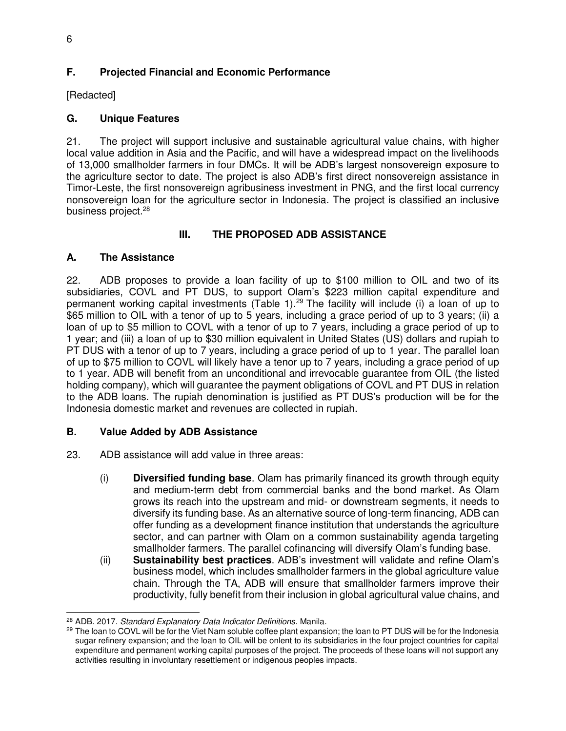### F. Projected Financial and Economic Performance

[Redacted]

### G. Unique Features

21. The project will support inclusive and sustainable agricultural value chains, with higher local value addition in Asia and the Pacific, and will have a widespread impact on the livelihoods of 13,000 smallholder farmers in four DMCs. It will be ADB's largest nonsovereign exposure to the agriculture sector to date. The project is also ADB's first direct nonsovereign assistance in Timor-Leste, the first nonsovereign agribusiness investment in PNG, and the first local currency nonsovereign loan for the agriculture sector in Indonesia. The project is classified an inclusive business project.[28]

## III. THE PROPOSED ADB ASSISTANCE

### A. The Assistance

22. ADB proposes to provide a loan facility of up to $100 million to OIL and two of its subsidiaries, COVL and PT DUS, to support Olam's $223 million capital expenditure and permanent working capital investments (Table 1).[29] The facility will include (i) a loan of up to $65 million to OIL with a tenor of up to 5 years, including a grace period of up to 3 years; (ii) a loan of up to $5 million to COVL with a tenor of up to 7 years, including a grace period of up to 1 year; and (iii) a loan of up to $30 million equivalent in United States (US) dollars and rupiah to PT DUS with a tenor of up to 7 years, including a grace period of up to 1 year. The parallel loan of up to $75 million to COVL will likely have a tenor up to 7 years, including a grace period of up to 1 year. ADB will benefit from an unconditional and irrevocable guarantee from OIL (the listed holding company), which will guarantee the payment obligations of COVL and PT DUS in relation to the ADB loans. The rupiah denomination is justified as PT DUS's production will be for the Indonesia domestic market and revenues are collected in rupiah.

### B. Value Added by ADB Assistance

23. ADB assistance will add value in three areas:

(i) **Diversified funding base**. Olam has primarily financed its growth through equity and medium-term debt from commercial banks and the bond market. As Olam grows its reach into the upstream and mid- or downstream segments, it needs to diversify its funding base. As an alternative source of long-term financing, ADB can offer funding as a development finance institution that understands the agriculture sector, and can partner with Olam on a common sustainability agenda targeting smallholder farmers. The parallel cofinancing will diversify Olam's funding base.

(ii) **Sustainability best practices**. ADB's investment will validate and refine Olam's business model, which includes smallholder farmers in the global agriculture value chain. Through the TA, ADB will ensure that smallholder farmers improve their productivity, fully benefit from their inclusion in global agricultural value chains, and

---

[28] ADB. 2017. *Standard Explanatory Data Indicator Definitions*. Manila.

[29] The loan to COVL will be for the Viet Nam soluble coffee plant expansion; the loan to PT DUS will be for the Indonesia sugar refinery expansion; and the loan to OIL will be onlent to its subsidiaries in the four project countries for capital expenditure and permanent working capital purposes of the project. The proceeds of these loans will not support any activities resulting in involuntary resettlement or indigenous peoples impacts.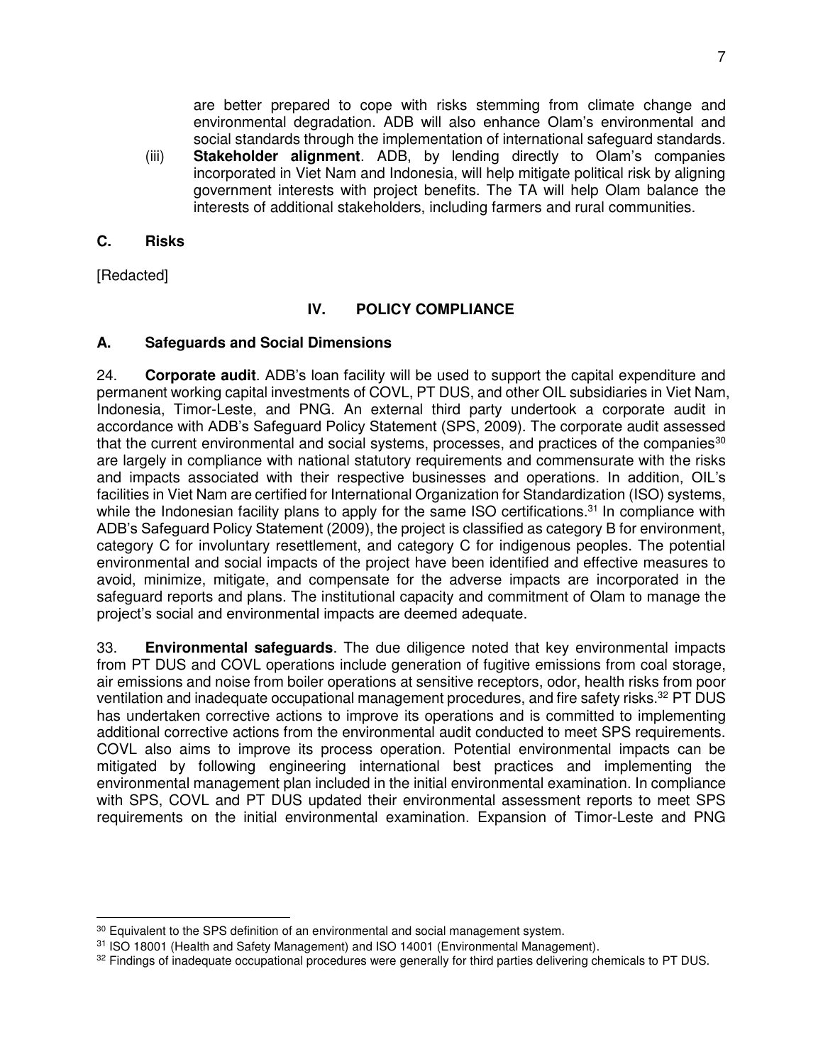are better prepared to cope with risks stemming from climate change and environmental degradation. ADB will also enhance Olam's environmental and social standards through the implementation of international safeguard standards.

(iii) **Stakeholder alignment**. ADB, by lending directly to Olam's companies incorporated in Viet Nam and Indonesia, will help mitigate political risk by aligning government interests with project benefits. The TA will help Olam balance the interests of additional stakeholders, including farmers and rural communities.

### C. Risks

[Redacted]

## IV. POLICY COMPLIANCE

### A. Safeguards and Social Dimensions

24. **Corporate audit**. ADB's loan facility will be used to support the capital expenditure and permanent working capital investments of COVL, PT DUS, and other OIL subsidiaries in Viet Nam, Indonesia, Timor-Leste, and PNG. An external third party undertook a corporate audit in accordance with ADB's Safeguard Policy Statement (SPS, 2009). The corporate audit assessed that the current environmental and social systems, processes, and practices of the companies[30] are largely in compliance with national statutory requirements and commensurate with the risks and impacts associated with their respective businesses and operations. In addition, OIL's facilities in Viet Nam are certified for International Organization for Standardization (ISO) systems, while the Indonesian facility plans to apply for the same ISO certifications.[31] In compliance with ADB's Safeguard Policy Statement (2009), the project is classified as category B for environment, category C for involuntary resettlement, and category C for indigenous peoples. The potential environmental and social impacts of the project have been identified and effective measures to avoid, minimize, mitigate, and compensate for the adverse impacts are incorporated in the safeguard reports and plans. The institutional capacity and commitment of Olam to manage the project's social and environmental impacts are deemed adequate.

33. **Environmental safeguards**. The due diligence noted that key environmental impacts from PT DUS and COVL operations include generation of fugitive emissions from coal storage, air emissions and noise from boiler operations at sensitive receptors, odor, health risks from poor ventilation and inadequate occupational management procedures, and fire safety risks.[32] PT DUS has undertaken corrective actions to improve its operations and is committed to implementing additional corrective actions from the environmental audit conducted to meet SPS requirements. COVL also aims to improve its process operation. Potential environmental impacts can be mitigated by following engineering international best practices and implementing the environmental management plan included in the initial environmental examination. In compliance with SPS, COVL and PT DUS updated their environmental assessment reports to meet SPS requirements on the initial environmental examination. Expansion of Timor-Leste and PNG

---

[30] Equivalent to the SPS definition of an environmental and social management system.

[31] ISO 18001 (Health and Safety Management) and ISO 14001 (Environmental Management).

[32] Findings of inadequate occupational procedures were generally for third parties delivering chemicals to PT DUS.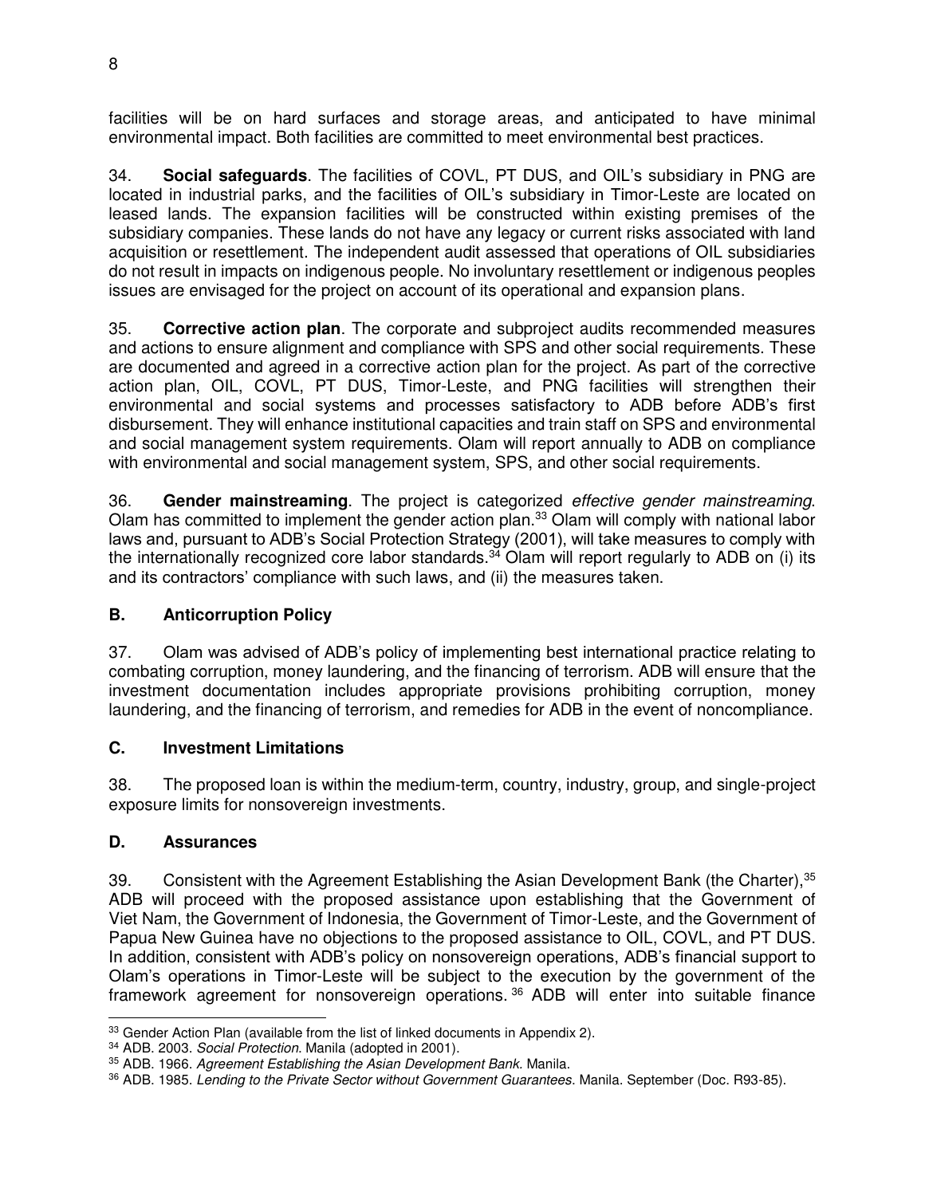facilities will be on hard surfaces and storage areas, and anticipated to have minimal environmental impact. Both facilities are committed to meet environmental best practices.

34. **Social safeguards**. The facilities of COVL, PT DUS, and OIL's subsidiary in PNG are located in industrial parks, and the facilities of OIL's subsidiary in Timor-Leste are located on leased lands. The expansion facilities will be constructed within existing premises of the subsidiary companies. These lands do not have any legacy or current risks associated with land acquisition or resettlement. The independent audit assessed that operations of OIL subsidiaries do not result in impacts on indigenous people. No involuntary resettlement or indigenous peoples issues are envisaged for the project on account of its operational and expansion plans.

35. **Corrective action plan**. The corporate and subproject audits recommended measures and actions to ensure alignment and compliance with SPS and other social requirements. These are documented and agreed in a corrective action plan for the project. As part of the corrective action plan, OIL, COVL, PT DUS, Timor-Leste, and PNG facilities will strengthen their environmental and social systems and processes satisfactory to ADB before ADB's first disbursement. They will enhance institutional capacities and train staff on SPS and environmental and social management system requirements. Olam will report annually to ADB on compliance with environmental and social management system, SPS, and other social requirements.

36. **Gender mainstreaming**. The project is categorized *effective gender mainstreaming*. Olam has committed to implement the gender action plan.[33] Olam will comply with national labor laws and, pursuant to ADB's Social Protection Strategy (2001), will take measures to comply with the internationally recognized core labor standards.[34] Olam will report regularly to ADB on (i) its and its contractors' compliance with such laws, and (ii) the measures taken.

## B. Anticorruption Policy

37. Olam was advised of ADB's policy of implementing best international practice relating to combating corruption, money laundering, and the financing of terrorism. ADB will ensure that the investment documentation includes appropriate provisions prohibiting corruption, money laundering, and the financing of terrorism, and remedies for ADB in the event of noncompliance.

## C. Investment Limitations

38. The proposed loan is within the medium-term, country, industry, group, and single-project exposure limits for nonsovereign investments.

## D. Assurances

39. Consistent with the Agreement Establishing the Asian Development Bank (the Charter),[35] ADB will proceed with the proposed assistance upon establishing that the Government of Viet Nam, the Government of Indonesia, the Government of Timor-Leste, and the Government of Papua New Guinea have no objections to the proposed assistance to OIL, COVL, and PT DUS. In addition, consistent with ADB's policy on nonsovereign operations, ADB's financial support to Olam's operations in Timor-Leste will be subject to the execution by the government of the framework agreement for nonsovereign operations.[36] ADB will enter into suitable finance

---

[33] Gender Action Plan (available from the list of linked documents in Appendix 2).

[34] ADB. 2003. *Social Protection*. Manila (adopted in 2001).

[35] ADB. 1966. *Agreement Establishing the Asian Development Bank*. Manila.

[36] ADB. 1985. *Lending to the Private Sector without Government Guarantees*. Manila. September (Doc. R93-85).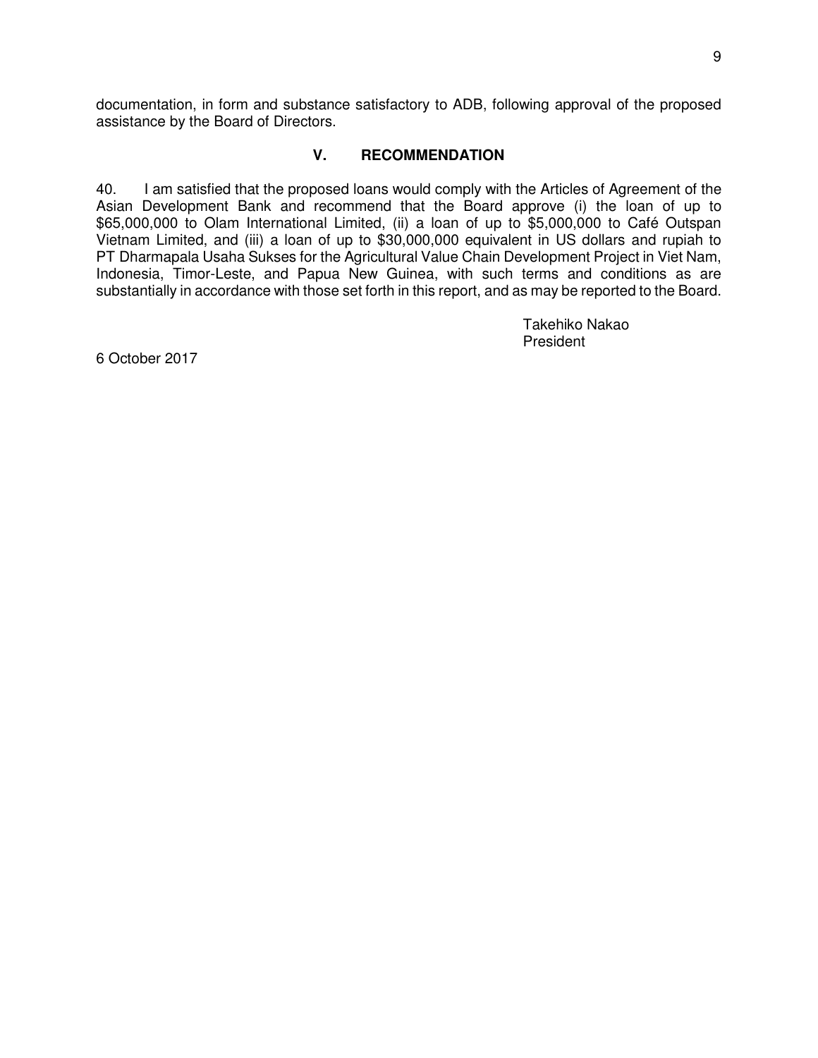documentation, in form and substance satisfactory to ADB, following approval of the proposed assistance by the Board of Directors.

## V. RECOMMENDATION

40. I am satisfied that the proposed loans would comply with the Articles of Agreement of the Asian Development Bank and recommend that the Board approve (i) the loan of up to $65,000,000 to Olam International Limited, (ii) a loan of up to $5,000,000 to Café Outspan Vietnam Limited, and (iii) a loan of up to $30,000,000 equivalent in US dollars and rupiah to PT Dharmapala Usaha Sukses for the Agricultural Value Chain Development Project in Viet Nam, Indonesia, Timor-Leste, and Papua New Guinea, with such terms and conditions as are substantially in accordance with those set forth in this report, and as may be reported to the Board.

Takehiko Nakao
President

6 October 2017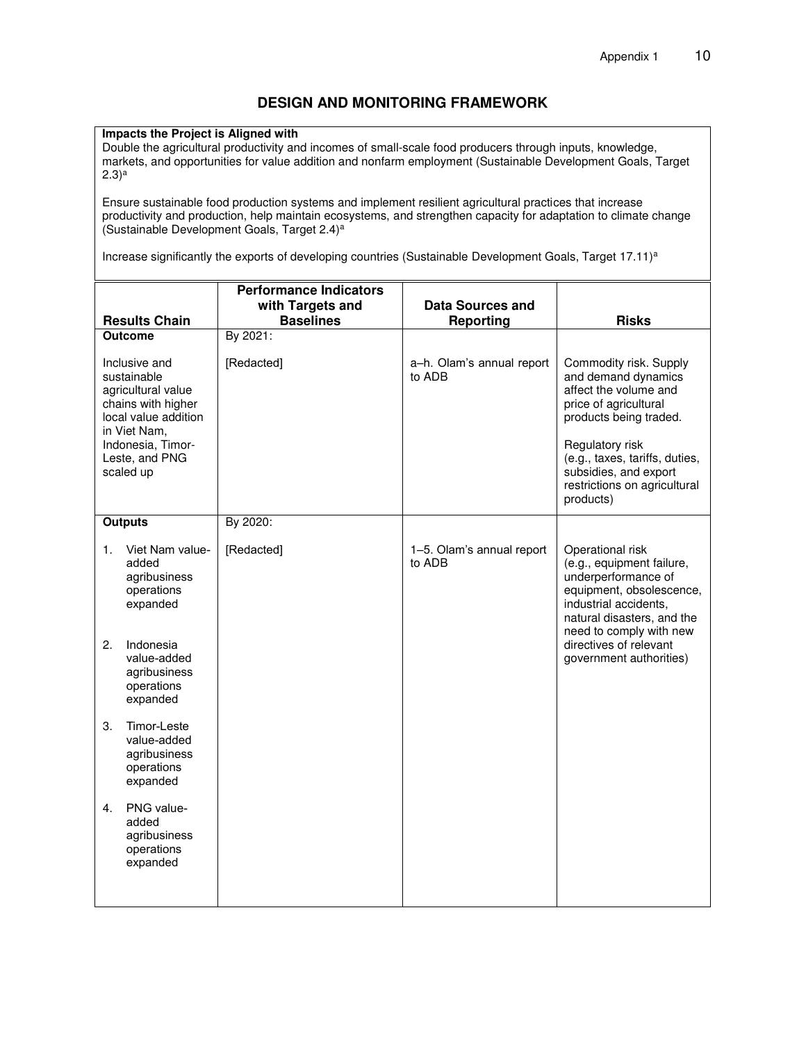## DESIGN AND MONITORING FRAMEWORK

**Impacts the Project is Aligned with**

Double the agricultural productivity and incomes of small-scale food producers through inputs, knowledge, markets, and opportunities for value addition and nonfarm employment (Sustainable Development Goals, Target 2.3)[a]

Ensure sustainable food production systems and implement resilient agricultural practices that increase productivity and production, help maintain ecosystems, and strengthen capacity for adaptation to climate change (Sustainable Development Goals, Target 2.4)[a]

Increase significantly the exports of developing countries (Sustainable Development Goals, Target 17.11)[a]

| Results Chain | Performance Indicators with Targets and Baselines | Data Sources and Reporting | Risks |
|---|---|---|---|
| **Outcome** | By 2021: | | |
| Inclusive and sustainable agricultural value chains with higher local value addition in Viet Nam, Indonesia, Timor-Leste, and PNG scaled up | [Redacted] | a–h. Olam's annual report to ADB | Commodity risk. Supply and demand dynamics affect the volume and price of agricultural products being traded.<br><br>Regulatory risk (e.g., taxes, tariffs, duties, subsidies, and export restrictions on agricultural products) |
| **Outputs** | By 2020: | | |
| 1. Viet Nam value-added agribusiness operations expanded<br><br>2. Indonesia value-added agribusiness operations expanded<br><br>3. Timor-Leste value-added agribusiness operations expanded<br><br>4. PNG value-added agribusiness operations expanded | [Redacted] | 1–5. Olam's annual report to ADB | Operational risk (e.g., equipment failure, underperformance of equipment, obsolescence, industrial accidents, natural disasters, and the need to comply with new directives of relevant government authorities) |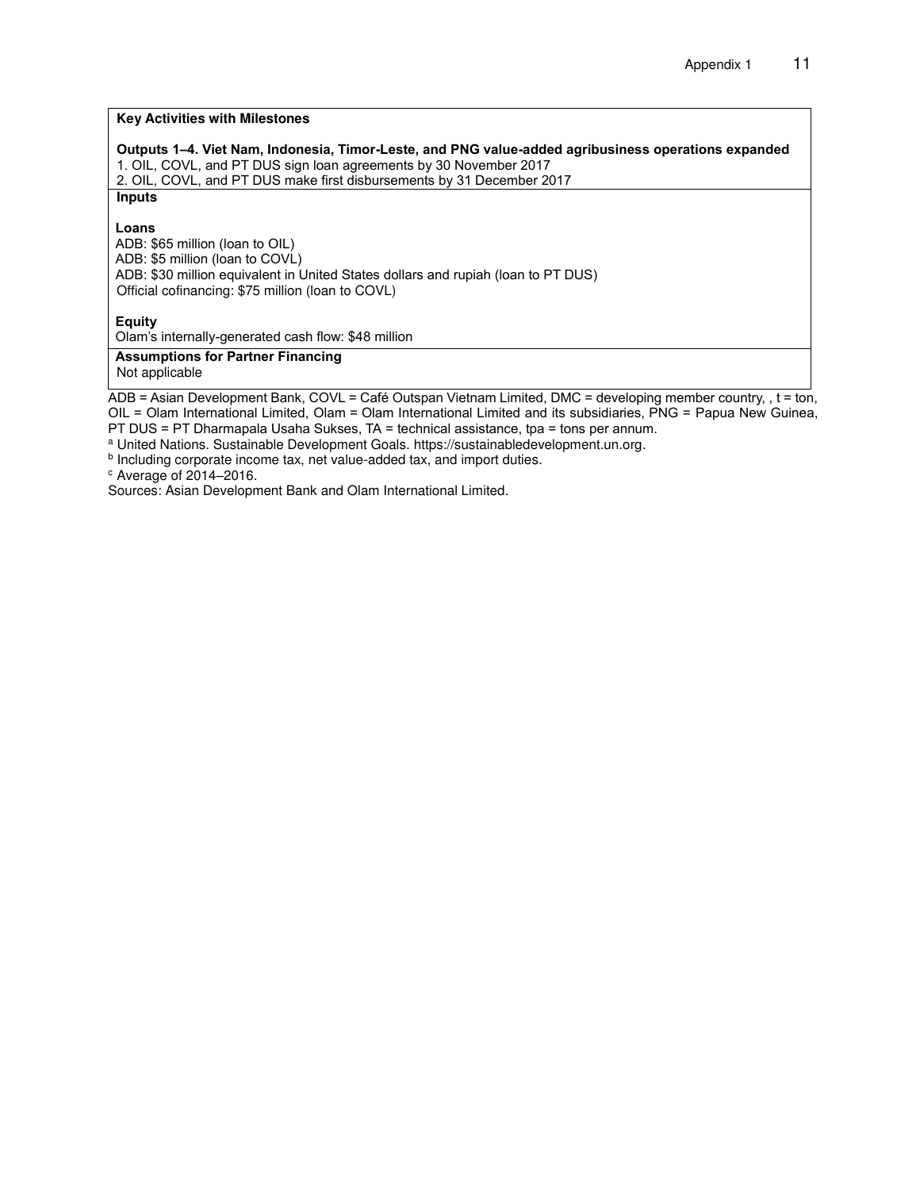**Key Activities with Milestones**

**Outputs 1–4. Viet Nam, Indonesia, Timor-Leste, and PNG value-added agribusiness operations expanded**

1. OIL, COVL, and PT DUS sign loan agreements by 30 November 2017
2. OIL, COVL, and PT DUS make first disbursements by 31 December 2017

**Inputs**

**Loans**

ADB: $65 million (loan to OIL)
ADB: $5 million (loan to COVL)
ADB: $30 million equivalent in United States dollars and rupiah (loan to PT DUS)
Official cofinancing: $75 million (loan to COVL)

**Equity**

Olam's internally-generated cash flow: $48 million

**Assumptions for Partner Financing**

Not applicable

ADB = Asian Development Bank, COVL = Café Outspan Vietnam Limited, DMC = developing member country, , t = ton, OIL = Olam International Limited, Olam = Olam International Limited and its subsidiaries, PNG = Papua New Guinea, PT DUS = PT Dharmapala Usaha Sukses, TA = technical assistance, tpa = tons per annum.

[a] United Nations. Sustainable Development Goals. https://sustainabledevelopment.un.org.

[b] Including corporate income tax, net value-added tax, and import duties.

[c] Average of 2014–2016.

Sources: Asian Development Bank and Olam International Limited.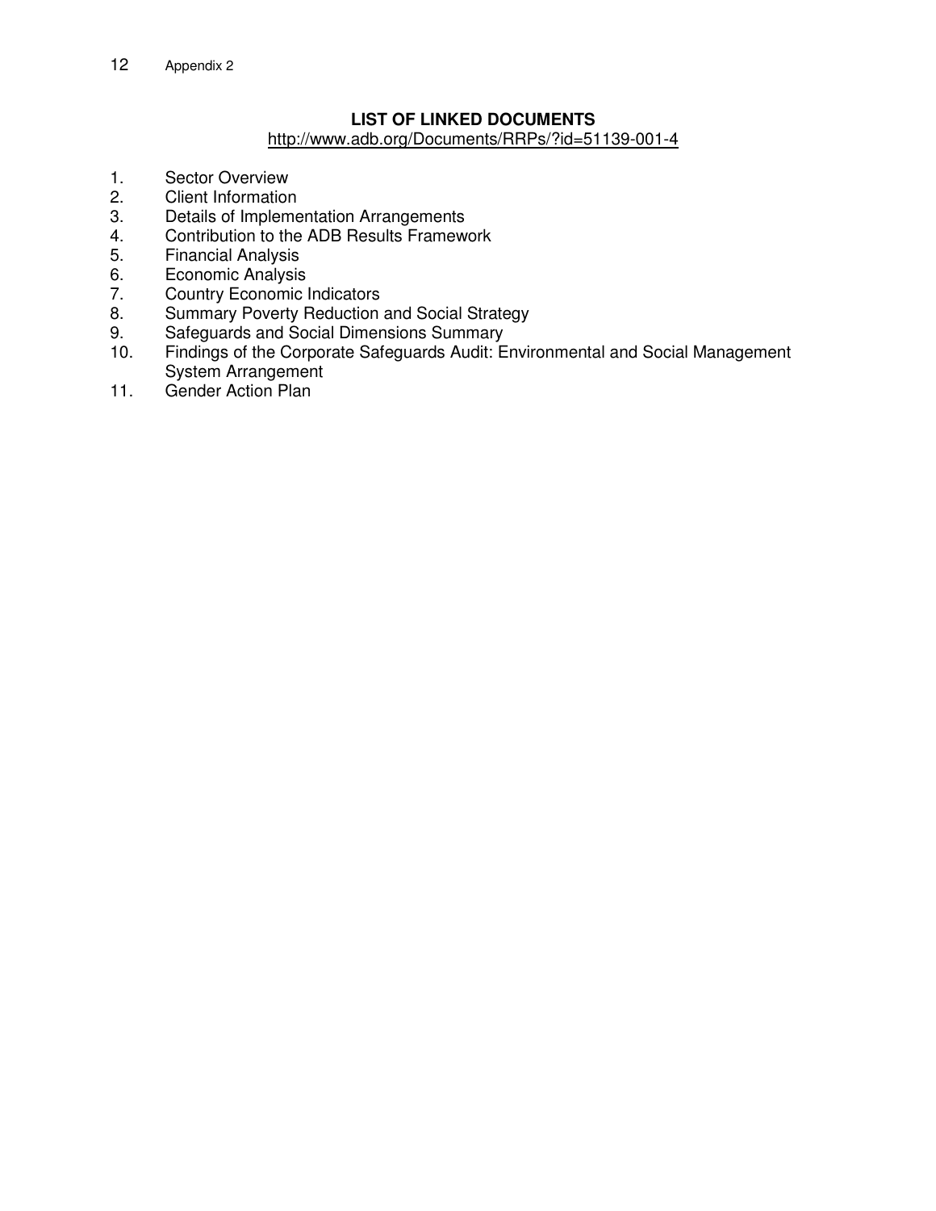## LIST OF LINKED DOCUMENTS

http://www.adb.org/Documents/RRPs/?id=51139-001-4

1. Sector Overview
2. Client Information
3. Details of Implementation Arrangements
4. Contribution to the ADB Results Framework
5. Financial Analysis
6. Economic Analysis
7. Country Economic Indicators
8. Summary Poverty Reduction and Social Strategy
9. Safeguards and Social Dimensions Summary
10. Findings of the Corporate Safeguards Audit: Environmental and Social Management System Arrangement
11. Gender Action Plan